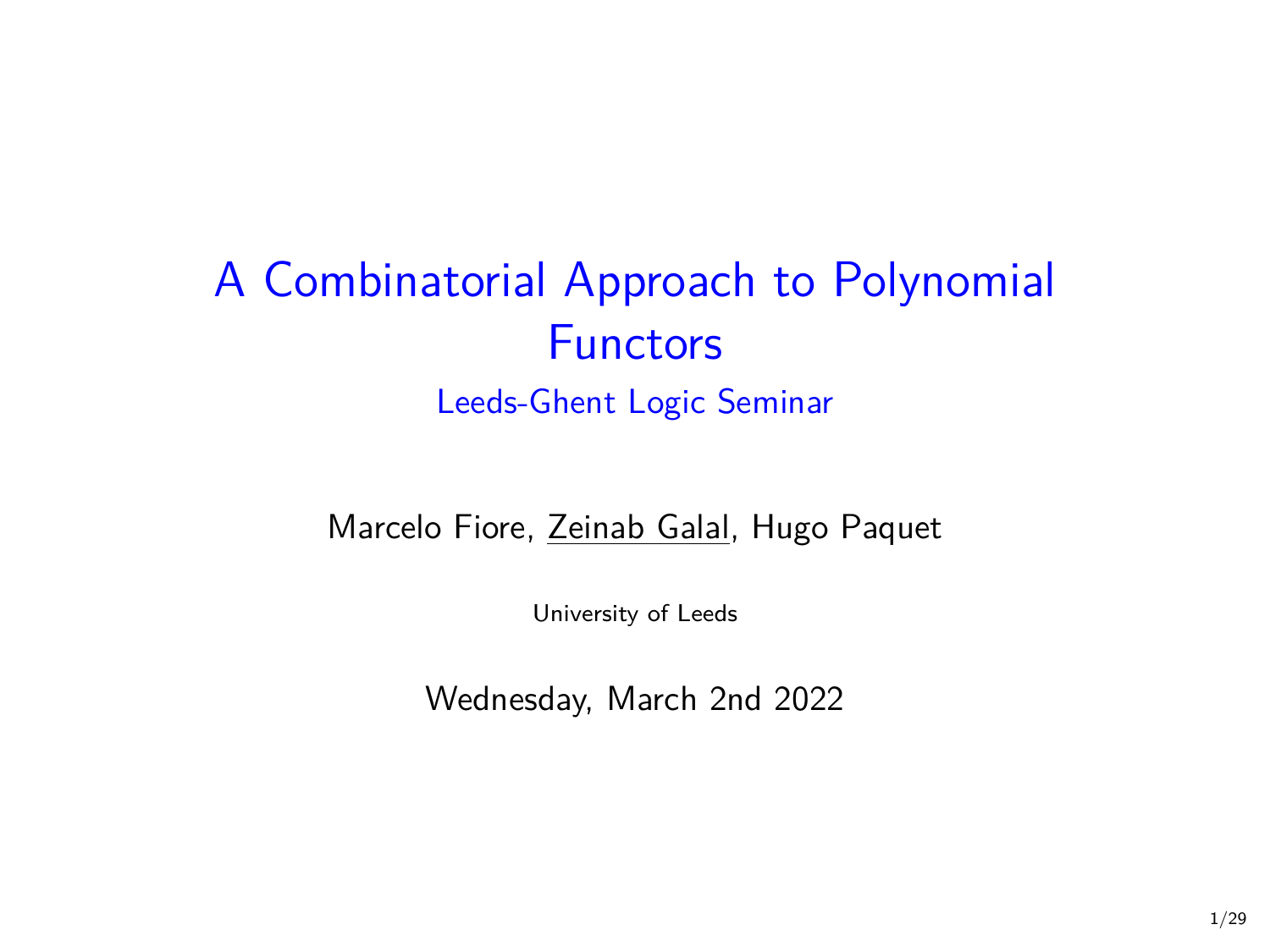# A Combinatorial Approach to Polynomial Functors

## Leeds-Ghent Logic Seminar

Marcelo Fiore, Zeinab Galal, Hugo Paquet

University of Leeds

Wednesday, March 2nd 2022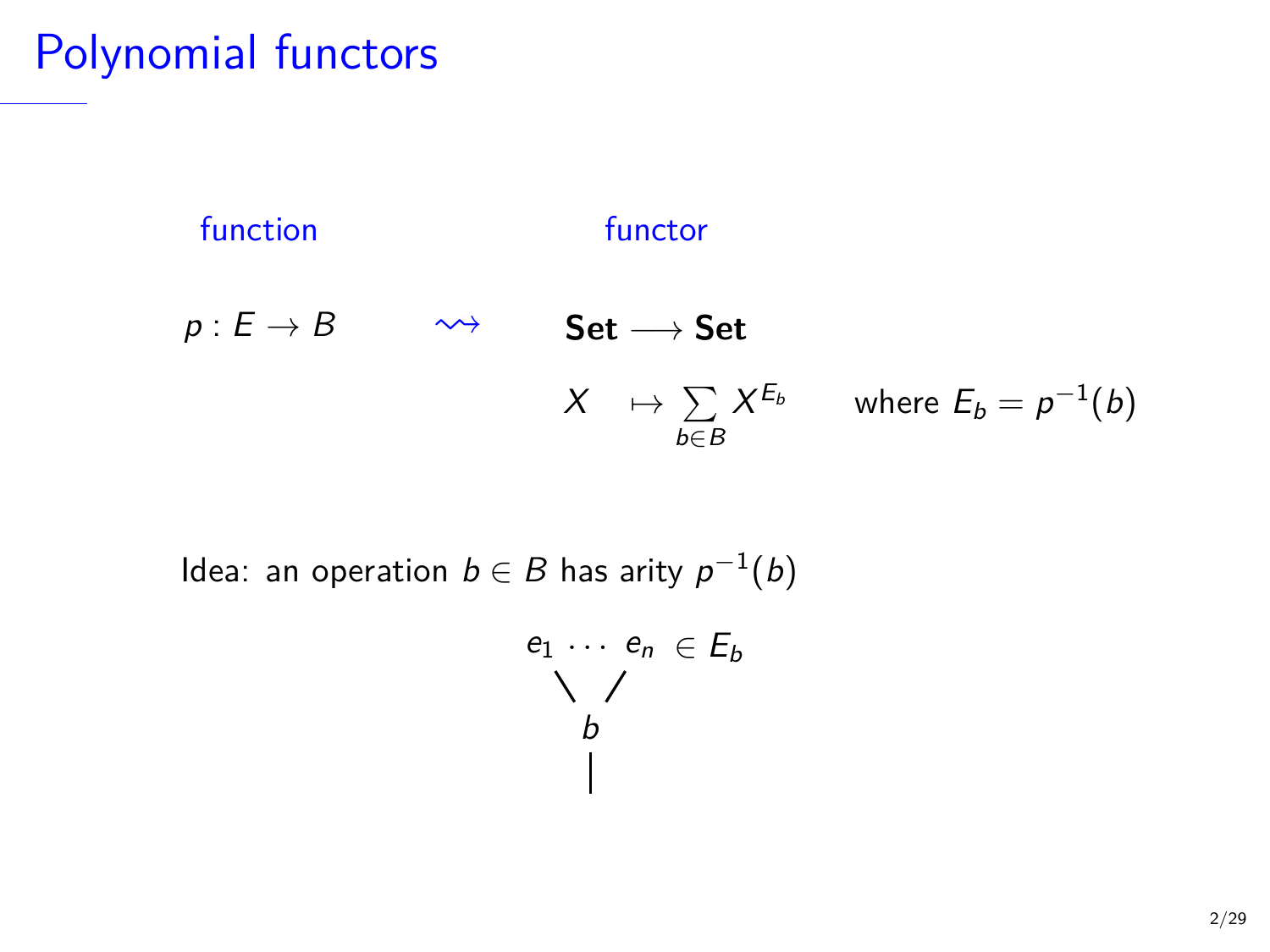# Polynomial functors

| function | | functor |
|---|---|---|
| $p : E \to B$ | $\rightsquigarrow$ | $\mathbf{Set} \longrightarrow \mathbf{Set}$ |

$$X \mapsto \sum_{b \in B} X^{E_b} \qquad \text{where } E_b = p^{-1}(b)$$

Idea: an operation $b \in B$ has arity $p^{-1}(b)$

```
e_1 ··· e_n  ∈ E_b
  \   /
    b
    |
```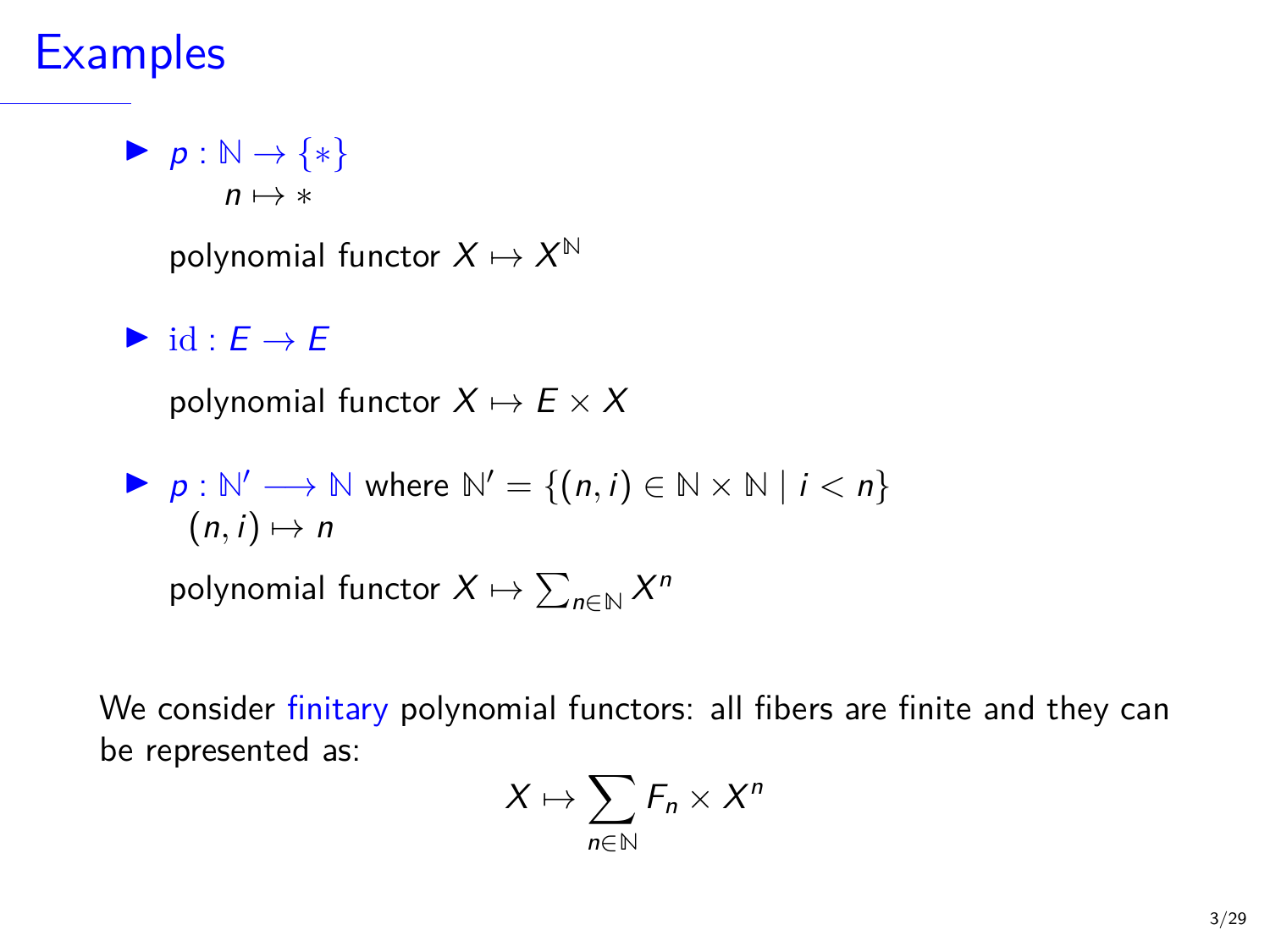# Examples

- $p : \mathbb{N} \to \{*\}$
  $n \mapsto *$

  polynomial functor $X \mapsto X^{\mathbb{N}}$

- $\mathrm{id} : E \to E$

  polynomial functor $X \mapsto E \times X$

- $p : \mathbb{N}' \longrightarrow \mathbb{N}$ where $\mathbb{N}' = \{(n, i) \in \mathbb{N} \times \mathbb{N} \mid i < n\}$
  $(n, i) \mapsto n$

  polynomial functor $X \mapsto \sum_{n \in \mathbb{N}} X^n$

We consider finitary polynomial functors: all fibers are finite and they can be represented as:

$$X \mapsto \sum_{n \in \mathbb{N}} F_n \times X^n$$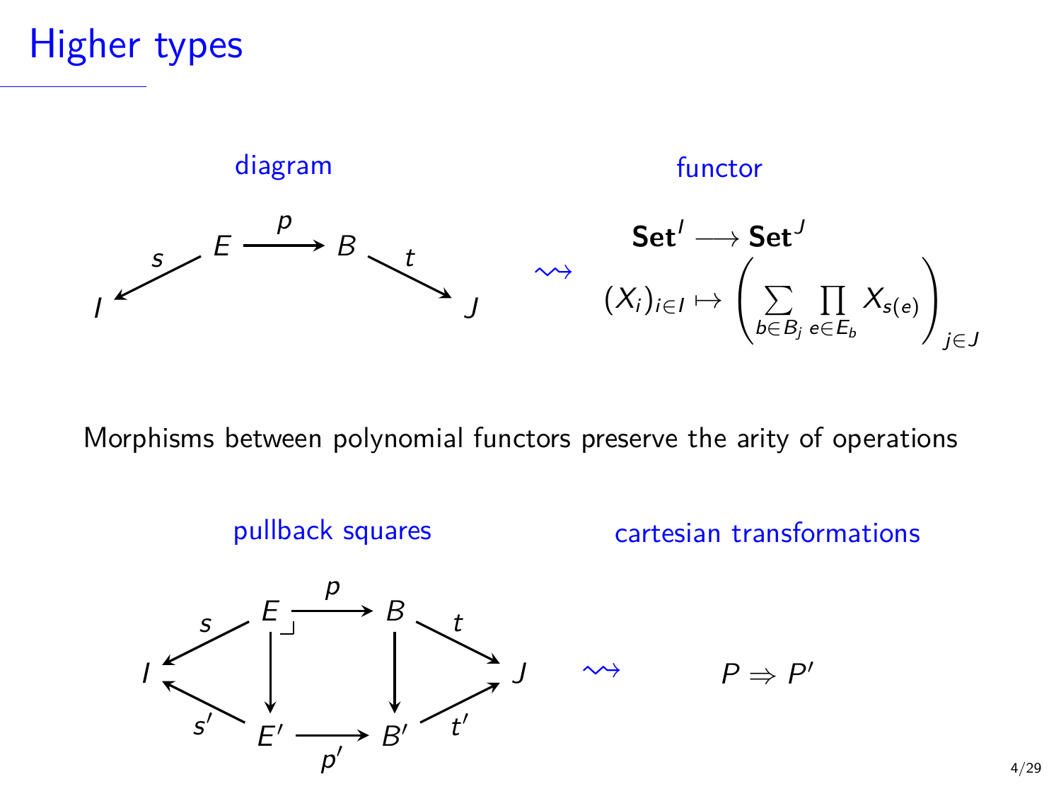# Higher types

diagram

$$I \xleftarrow{s} E \xrightarrow{p} B \xrightarrow{t} J$$

$\rightsquigarrow$

functor

$$\mathbf{Set}^I \longrightarrow \mathbf{Set}^J$$

$$(X_i)_{i \in I} \mapsto \left( \sum_{b \in B_j} \prod_{e \in E_b} X_{s(e)} \right)_{j \in J}$$

Morphisms between polynomial functors preserve the arity of operations

pullback squares

$$\begin{array}{ccccccc}
 & & E & \xrightarrow{p} & B & & \\
I & \overset{s}{\swarrow} & \downarrow & \lrcorner & \downarrow & \overset{t}{\searrow} & J \\
 & \underset{s'}{\nwarrow} & E' & \xrightarrow{p'} & B' & \underset{t'}{\nearrow} &
\end{array}$$

$\rightsquigarrow$

cartesian transformations

$$P \Rightarrow P'$$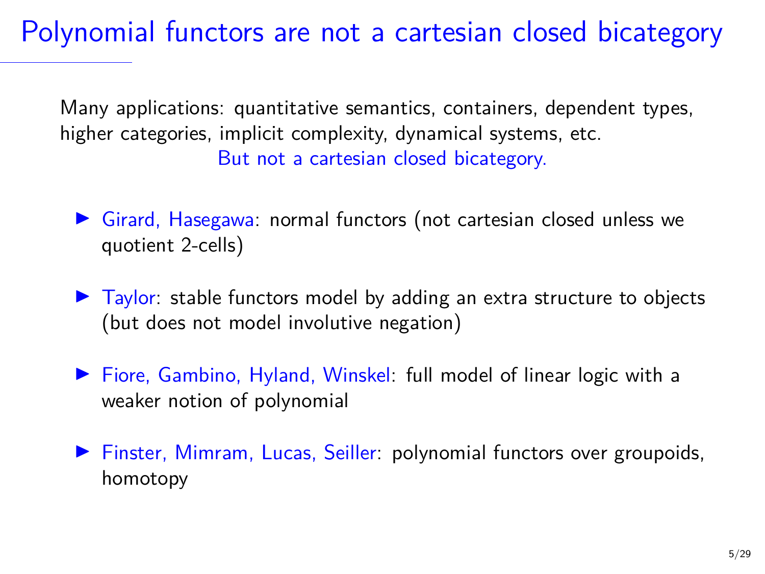# Polynomial functors are not a cartesian closed bicategory

Many applications: quantitative semantics, containers, dependent types, higher categories, implicit complexity, dynamical systems, etc.

But not a cartesian closed bicategory.

- Girard, Hasegawa: normal functors (not cartesian closed unless we quotient 2-cells)
- Taylor: stable functors model by adding an extra structure to objects (but does not model involutive negation)
- Fiore, Gambino, Hyland, Winskel: full model of linear logic with a weaker notion of polynomial
- Finster, Mimram, Lucas, Seiller: polynomial functors over groupoids, homotopy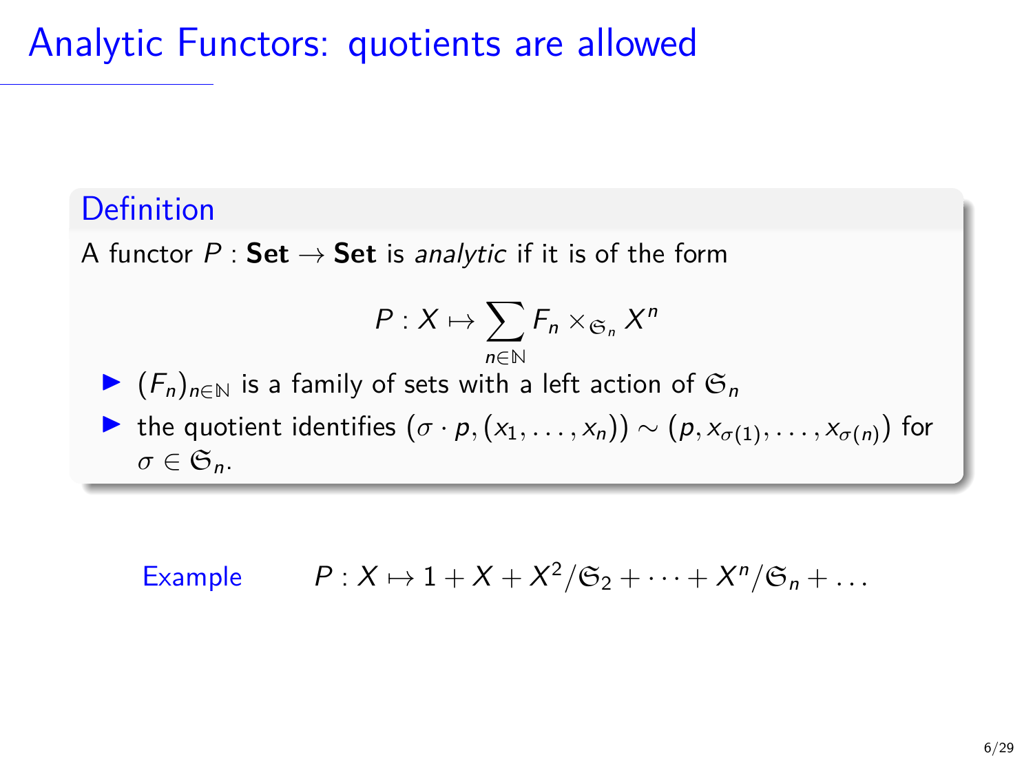# Analytic Functors: quotients are allowed

**Definition**

A functor $P : \mathbf{Set} \to \mathbf{Set}$ is *analytic* if it is of the form

$$P : X \mapsto \sum_{n \in \mathbb{N}} F_n \times_{\mathfrak{S}_n} X^n$$

- $(F_n)_{n \in \mathbb{N}}$ is a family of sets with a left action of $\mathfrak{S}_n$
- the quotient identifies $(\sigma \cdot p, (x_1, \ldots, x_n)) \sim (p, x_{\sigma(1)}, \ldots, x_{\sigma(n)})$ for $\sigma \in \mathfrak{S}_n$.

Example $\quad P : X \mapsto 1 + X + X^2/\mathfrak{S}_2 + \cdots + X^n/\mathfrak{S}_n + \ldots$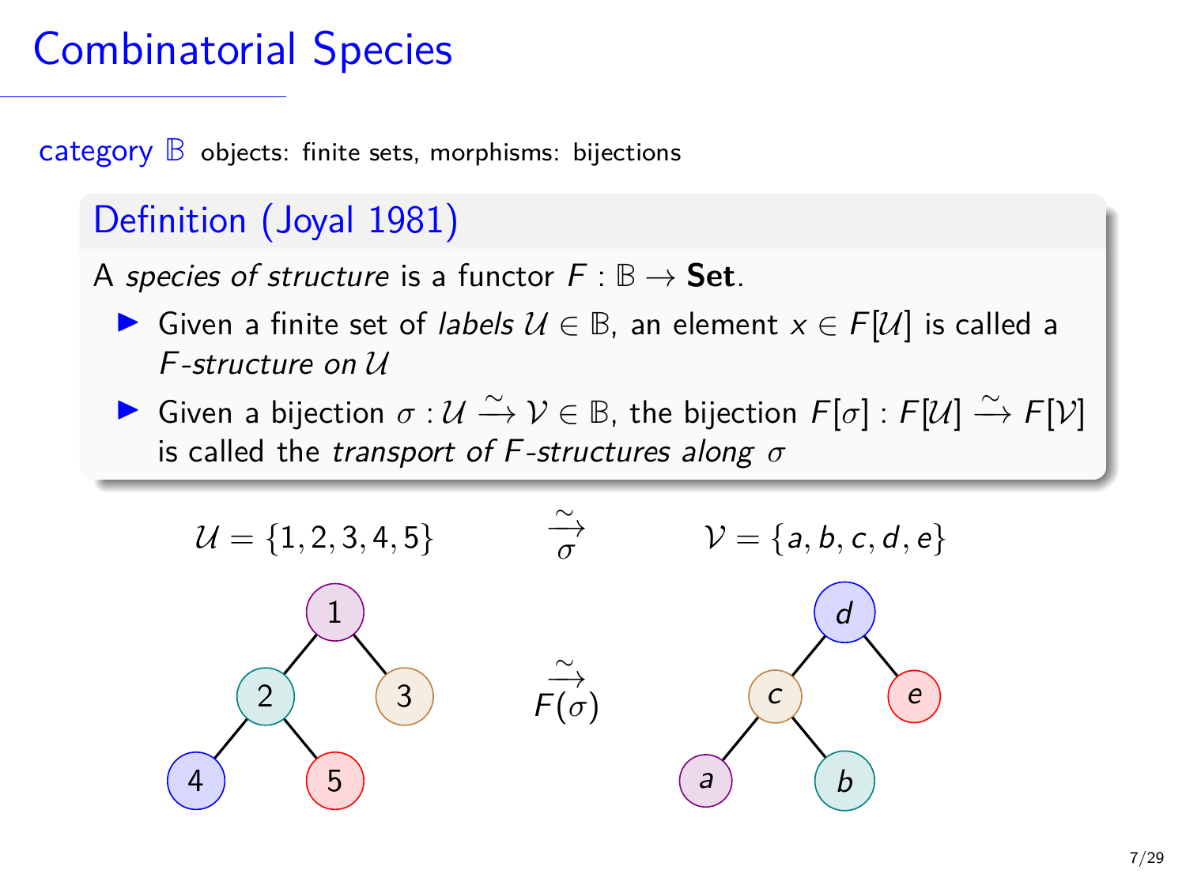# Combinatorial Species

category $\mathbb{B}$ objects: finite sets, morphisms: bijections

## Definition (Joyal 1981)

A *species of structure* is a functor $F : \mathbb{B} \to \textbf{Set}$.

- Given a finite set of *labels* $\mathcal{U} \in \mathbb{B}$, an element $x \in F[\mathcal{U}]$ is called a *$F$-structure on $\mathcal{U}$*
- Given a bijection $\sigma : \mathcal{U} \xrightarrow{\sim} \mathcal{V} \in \mathbb{B}$, the bijection $F[\sigma] : F[\mathcal{U}] \xrightarrow{\sim} F[\mathcal{V}]$ is called the *transport of $F$-structures along $\sigma$*

$\mathcal{U} = \{1, 2, 3, 4, 5\} \quad \xrightarrow[\sigma]{\sim} \quad \mathcal{V} = \{a, b, c, d, e\}$

$\xrightarrow[F(\sigma)]{\sim}$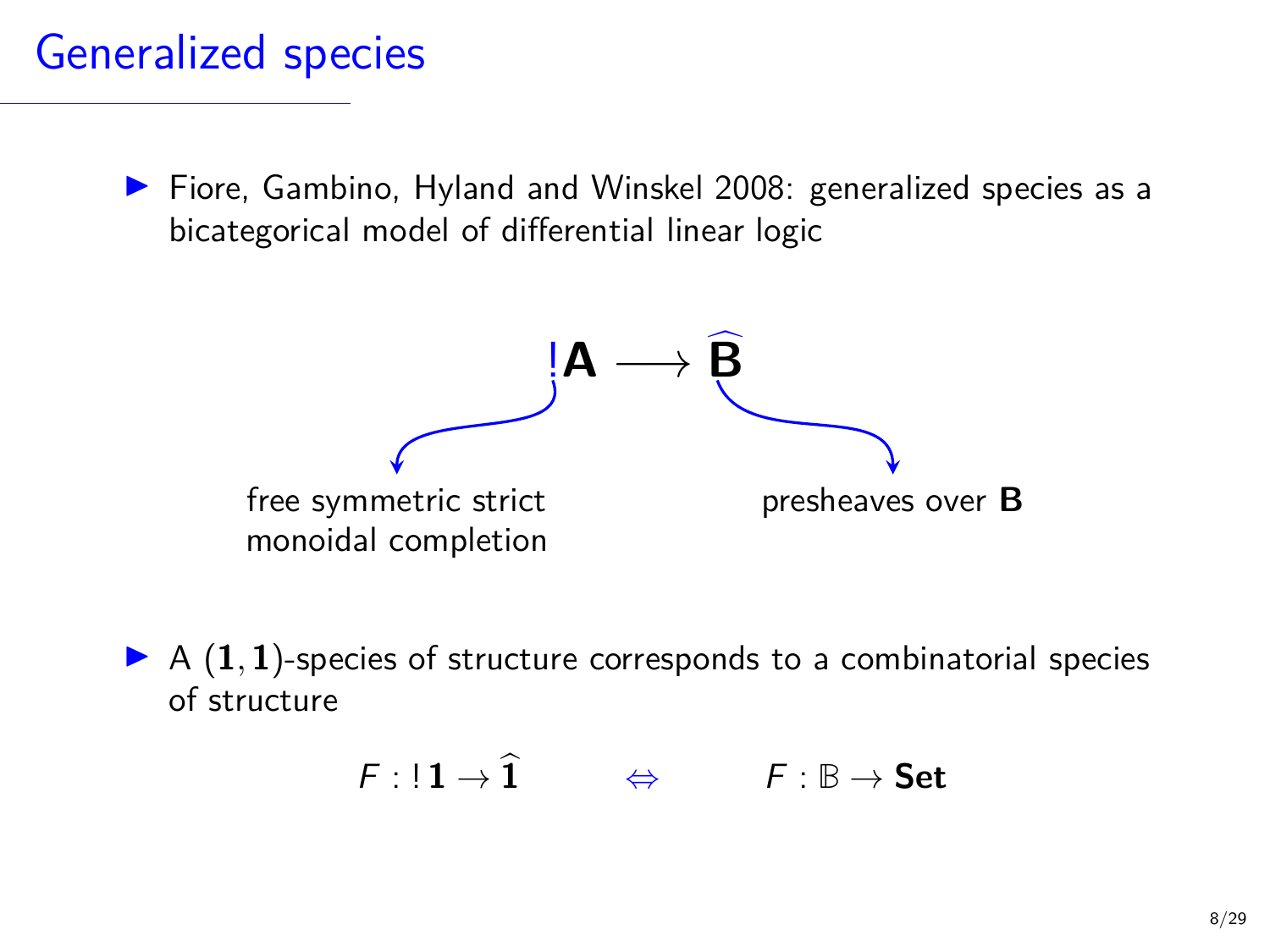# Generalized species

- Fiore, Gambino, Hyland and Winskel 2008: generalized species as a bicategorical model of differential linear logic

$$!\mathbf{A} \longrightarrow \widehat{\mathbf{B}}$$

$!$: free symmetric strict monoidal completion

$\widehat{\mathbf{B}}$: presheaves over $\mathbf{B}$

- A $(\mathbf{1}, \mathbf{1})$-species of structure corresponds to a combinatorial species of structure

$$F : !\,\mathbf{1} \to \widehat{\mathbf{1}} \qquad \Leftrightarrow \qquad F : \mathbb{B} \to \mathbf{Set}$$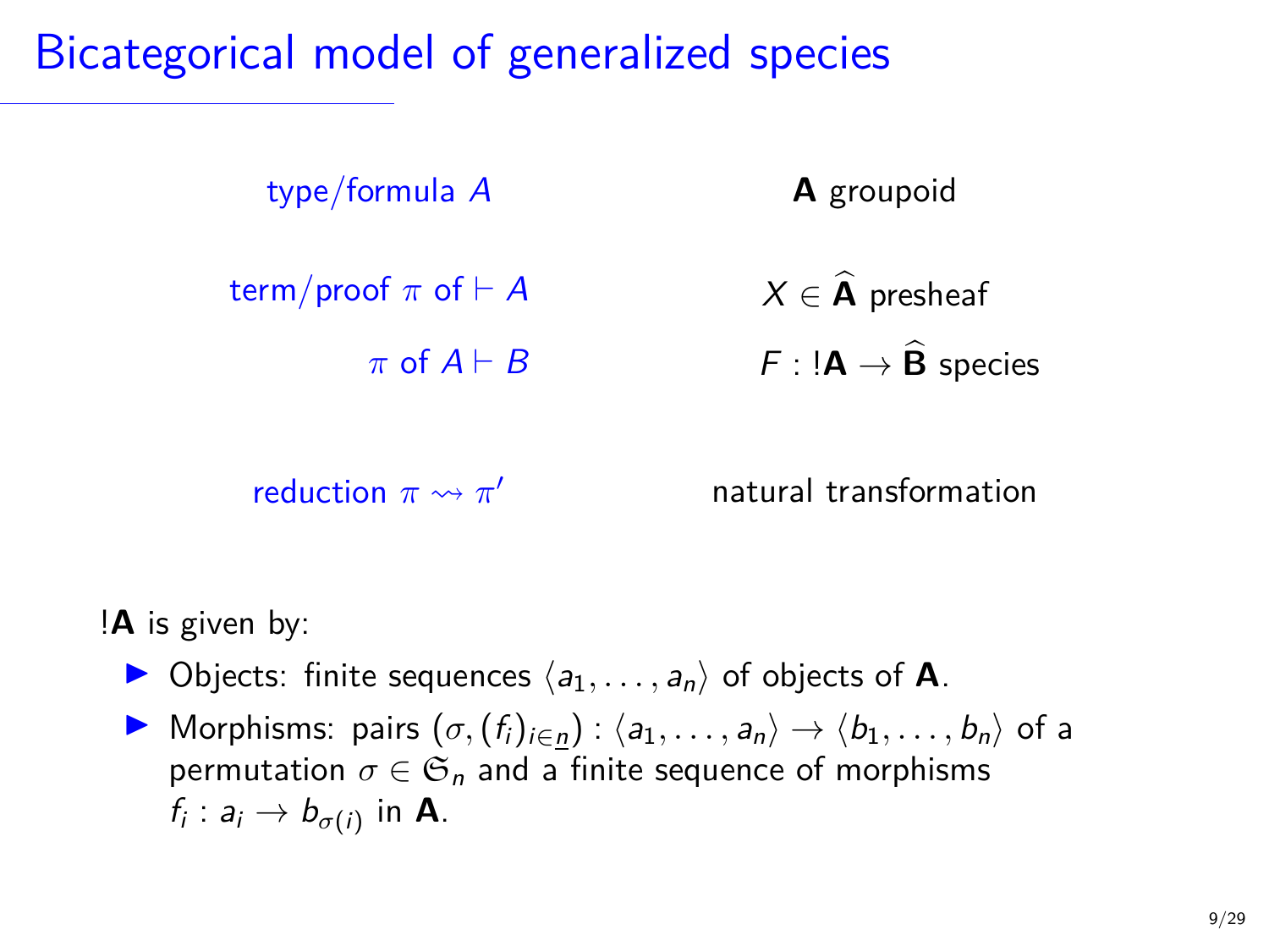# Bicategorical model of generalized species

| | |
|---|---|
| type/formula $A$ | $\mathbf{A}$ groupoid |
| term/proof $\pi$ of $\vdash A$ | $X \in \widehat{\mathbf{A}}$ presheaf |
| $\pi$ of $A \vdash B$ | $F : !\mathbf{A} \to \widehat{\mathbf{B}}$ species |
| reduction $\pi \rightsquigarrow \pi'$ | natural transformation |

$!\mathbf{A}$ is given by:

- Objects: finite sequences $\langle a_1, \ldots, a_n \rangle$ of objects of $\mathbf{A}$.
- Morphisms: pairs $(\sigma, (f_i)_{i \in \underline{n}}) : \langle a_1, \ldots, a_n \rangle \to \langle b_1, \ldots, b_n \rangle$ of a permutation $\sigma \in \mathfrak{S}_n$ and a finite sequence of morphisms $f_i : a_i \to b_{\sigma(i)}$ in $\mathbf{A}$.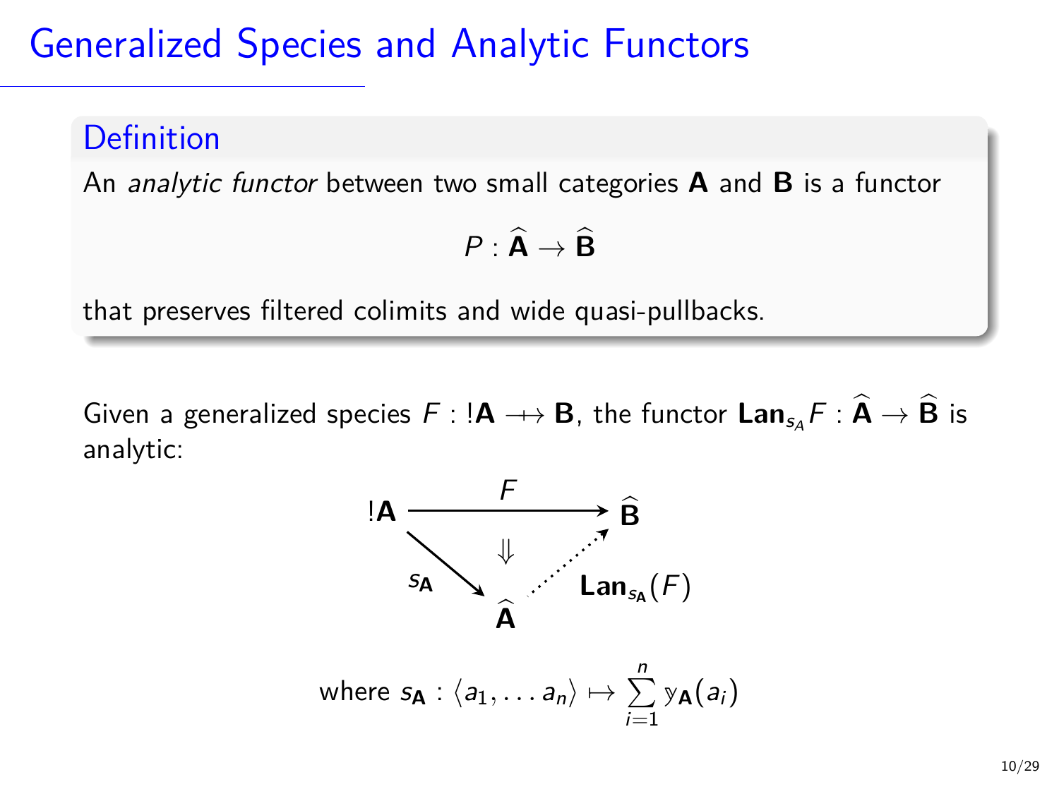# Generalized Species and Analytic Functors

**Definition**

An *analytic functor* between two small categories $\mathbf{A}$ and $\mathbf{B}$ is a functor

$$P : \widehat{\mathbf{A}} \to \widehat{\mathbf{B}}$$

that preserves filtered colimits and wide quasi-pullbacks.

Given a generalized species $F : !\mathbf{A} \nrightarrow \mathbf{B}$, the functor $\mathbf{Lan}_{s_A} F : \widehat{\mathbf{A}} \to \widehat{\mathbf{B}}$ is analytic:

$$\begin{array}{ccc} !\mathbf{A} & \xrightarrow{\quad F \quad} & \widehat{\mathbf{B}} \\ & \Downarrow & \\ {\scriptstyle s_{\mathbf{A}}} \searrow & & \nearrow {\scriptstyle \mathbf{Lan}_{s_{\mathbf{A}}}(F)} \\ & \widehat{\mathbf{A}} & \end{array}$$

$$\text{where } s_{\mathbf{A}} : \langle a_1, \ldots a_n \rangle \mapsto \sum_{i=1}^{n} \mathrm{y}_{\mathbf{A}}(a_i)$$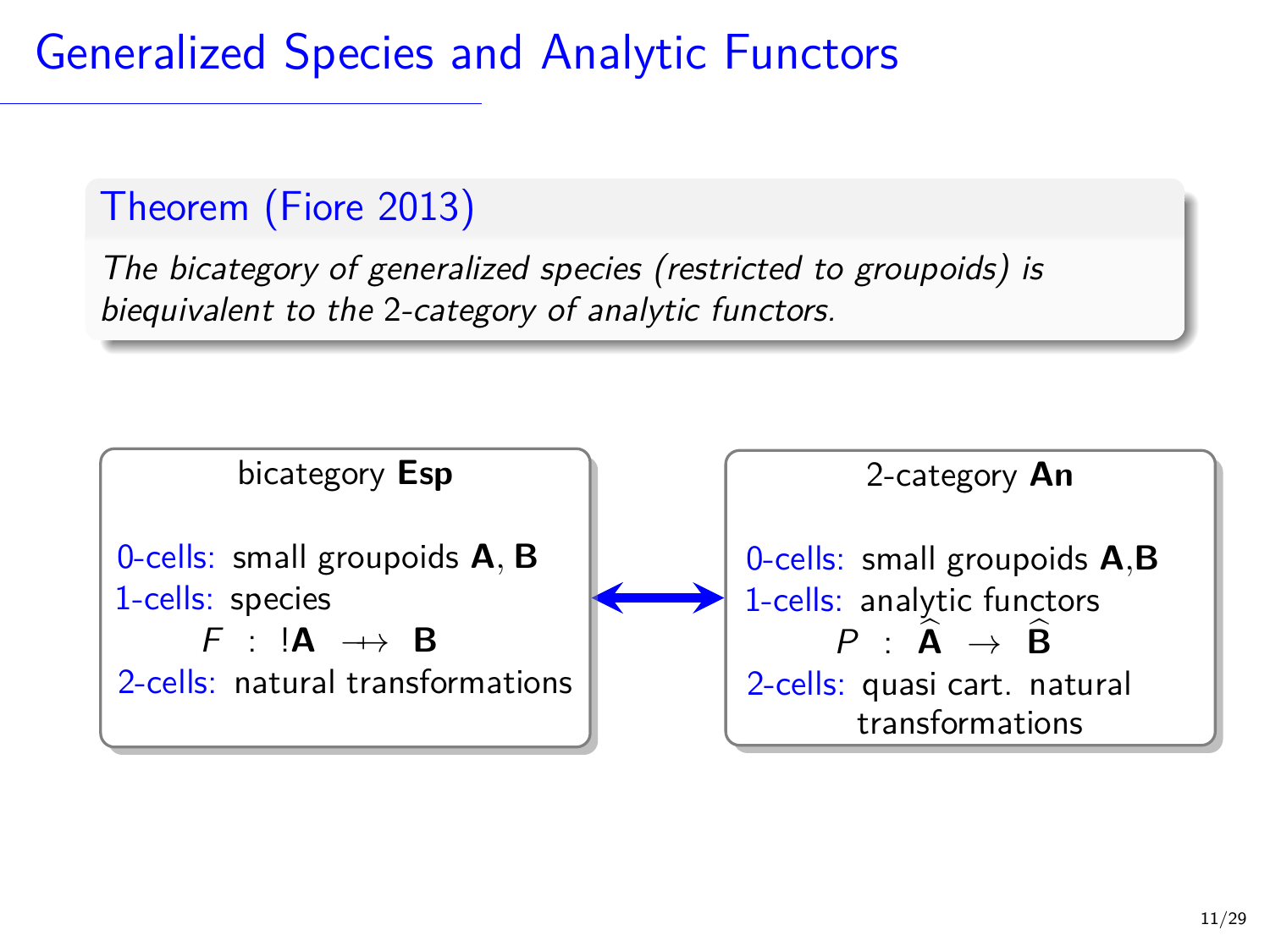# Generalized Species and Analytic Functors

**Theorem (Fiore 2013)**

*The bicategory of generalized species (restricted to groupoids) is biequivalent to the 2-category of analytic functors.*

**bicategory Esp**

0-cells: small groupoids $\mathbf{A}$, $\mathbf{B}$

1-cells: species

$$F \ : \ !\mathbf{A} \ \nrightarrow \ \mathbf{B}$$

2-cells: natural transformations

$\longleftrightarrow$

**2-category An**

0-cells: small groupoids $\mathbf{A}$,$\mathbf{B}$

1-cells: analytic functors

$$P \ : \ \widehat{\mathbf{A}} \ \rightarrow \ \widehat{\mathbf{B}}$$

2-cells: quasi cart. natural transformations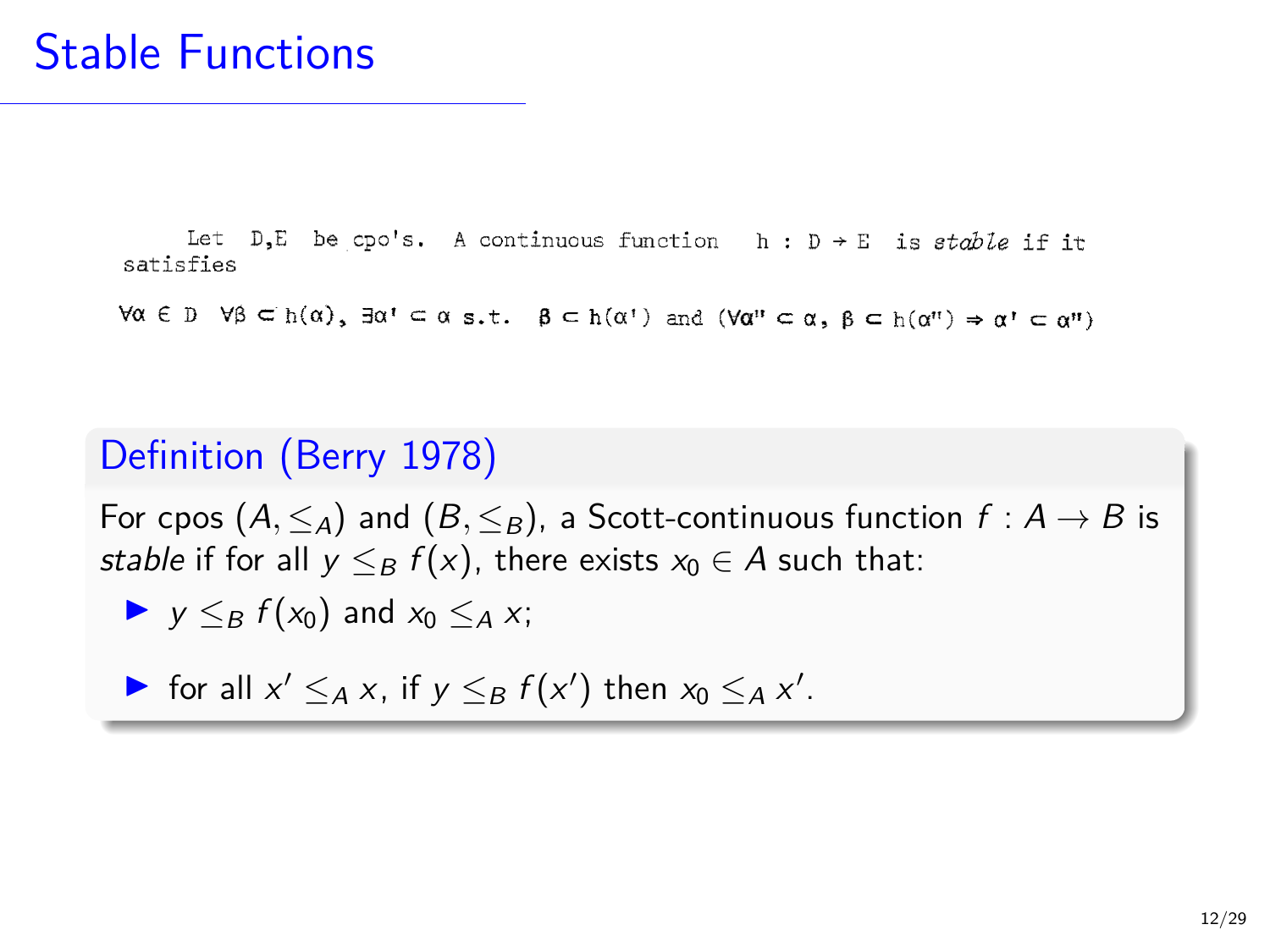# Stable Functions

Let D,E be cpo's. A continuous function $h : D \to E$ is *stable* if it satisfies

$$\forall \alpha \in D \ \ \forall \beta \subset h(\alpha), \ \exists \alpha' \subset \alpha \text{ s.t. } \ \beta \subset h(\alpha') \text{ and } (\forall \alpha'' \subset \alpha, \ \beta \subset h(\alpha'') \Rightarrow \alpha' \subset \alpha'')$$

## Definition (Berry 1978)

For cpos $(A, \leq_A)$ and $(B, \leq_B)$, a Scott-continuous function $f : A \to B$ is *stable* if for all $y \leq_B f(x)$, there exists $x_0 \in A$ such that:

- $y \leq_B f(x_0)$ and $x_0 \leq_A x$;
- for all $x' \leq_A x$, if $y \leq_B f(x')$ then $x_0 \leq_A x'$.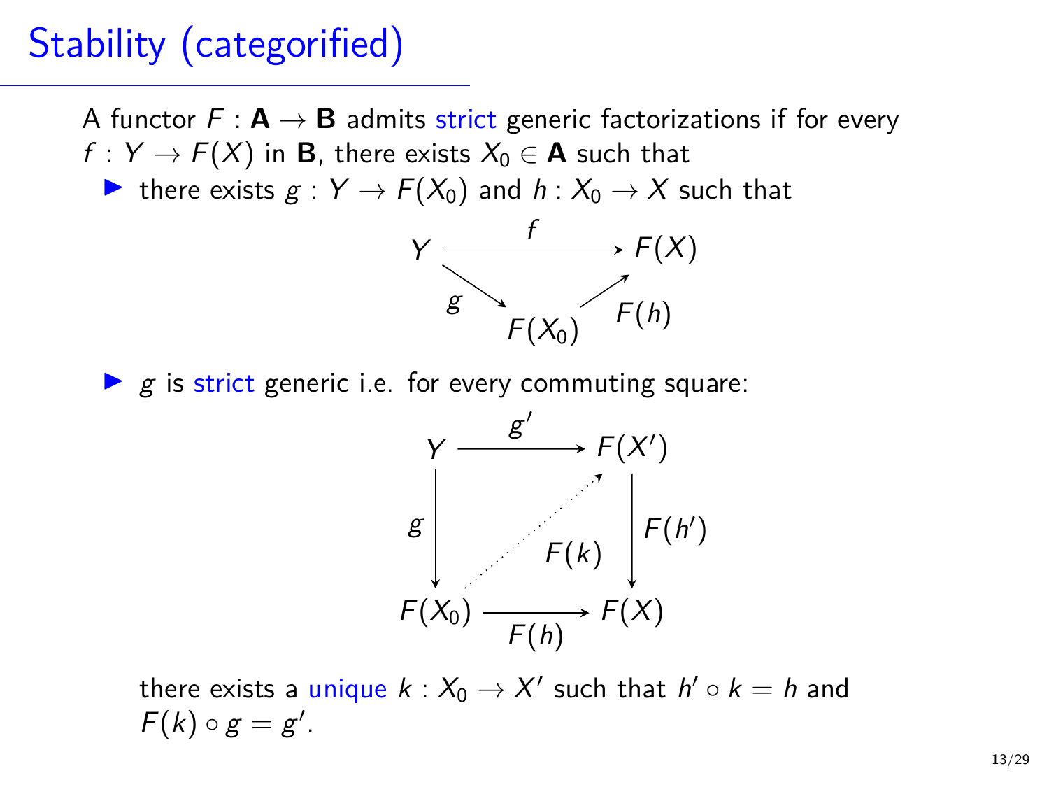# Stability (categorified)

A functor $F : \mathbf{A} \to \mathbf{B}$ admits strict generic factorizations if for every $f : Y \to F(X)$ in $\mathbf{B}$, there exists $X_0 \in \mathbf{A}$ such that

- there exists $g : Y \to F(X_0)$ and $h : X_0 \to X$ such that

$$\begin{array}{ccc} Y & \xrightarrow{\quad f \quad} & F(X) \\ & {\scriptstyle g}\searrow \quad \nearrow{\scriptstyle F(h)} & \\ & F(X_0) & \end{array}$$

- $g$ is strict generic i.e. for every commuting square:

$$\begin{array}{ccc} Y & \xrightarrow{\quad g' \quad} & F(X') \\ {\scriptstyle g}\downarrow & \overset{F(k)}{\nearrow} & \downarrow{\scriptstyle F(h')} \\ F(X_0) & \xrightarrow[\quad F(h) \quad]{} & F(X) \end{array}$$

  there exists a unique $k : X_0 \to X'$ such that $h' \circ k = h$ and $F(k) \circ g = g'$.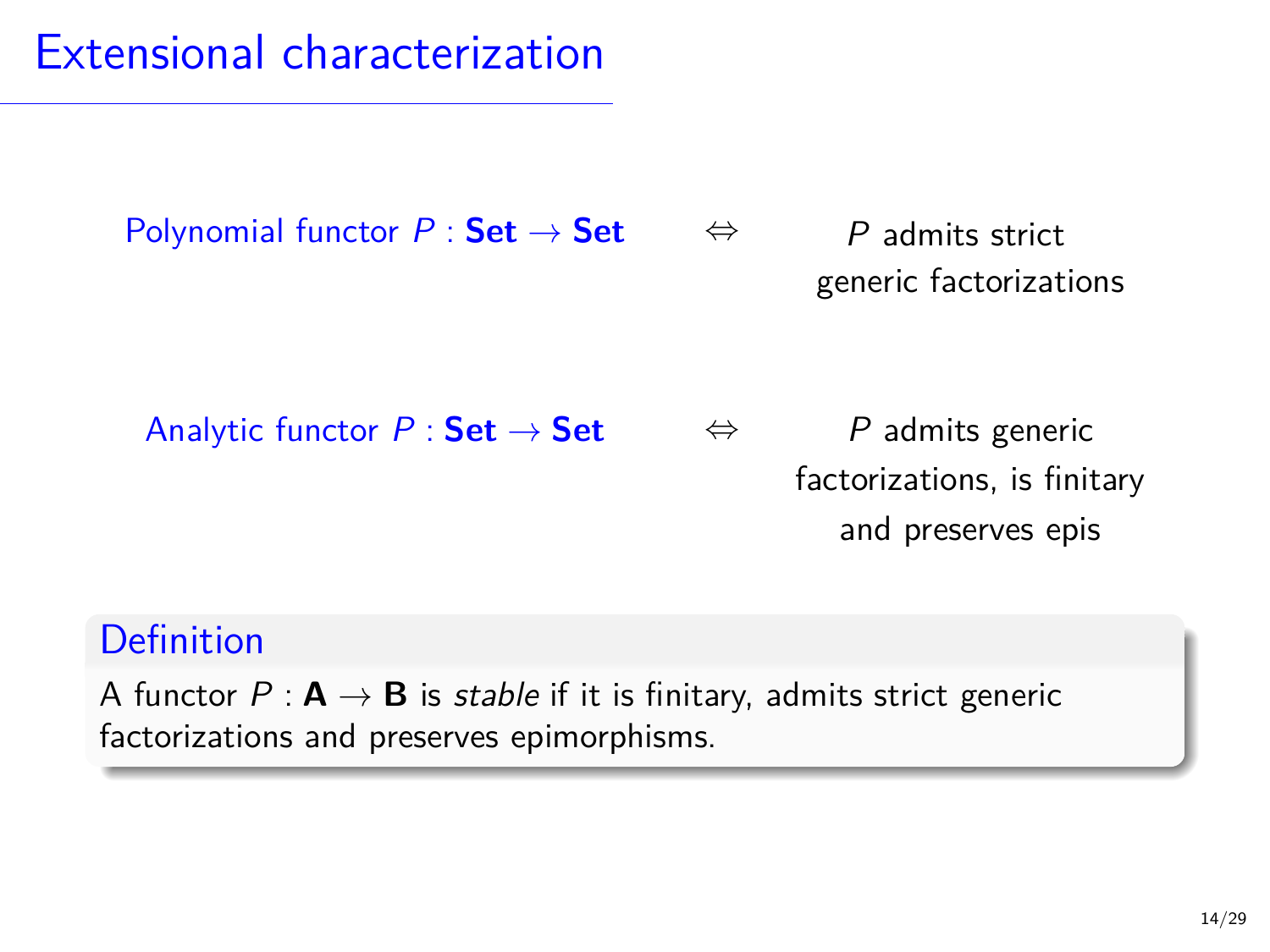# Extensional characterization

Polynomial functor $P : \mathbf{Set} \to \mathbf{Set}$ $\Leftrightarrow$ $P$ admits strict generic factorizations

Analytic functor $P : \mathbf{Set} \to \mathbf{Set}$ $\Leftrightarrow$ $P$ admits generic factorizations, is finitary and preserves epis

**Definition**

A functor $P : \mathbf{A} \to \mathbf{B}$ is *stable* if it is finitary, admits strict generic factorizations and preserves epimorphisms.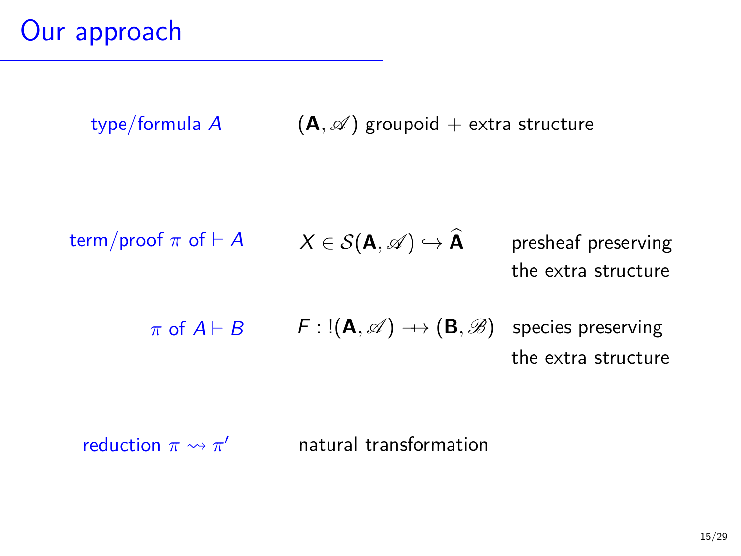# Our approach

| | | |
|---|---|---|
| type/formula $A$ | $(\mathbf{A}, \mathscr{A})$ groupoid + extra structure | |
| term/proof $\pi$ of $\vdash A$ | $X \in \mathcal{S}(\mathbf{A}, \mathscr{A}) \hookrightarrow \widehat{\mathbf{A}}$ | presheaf preserving the extra structure |
| $\pi$ of $A \vdash B$ | $F : !(\mathbf{A}, \mathscr{A}) \rightarrow\!\!\!\!\!\rightarrow (\mathbf{B}, \mathscr{B})$ | species preserving the extra structure |
| reduction $\pi \rightsquigarrow \pi'$ | natural transformation | |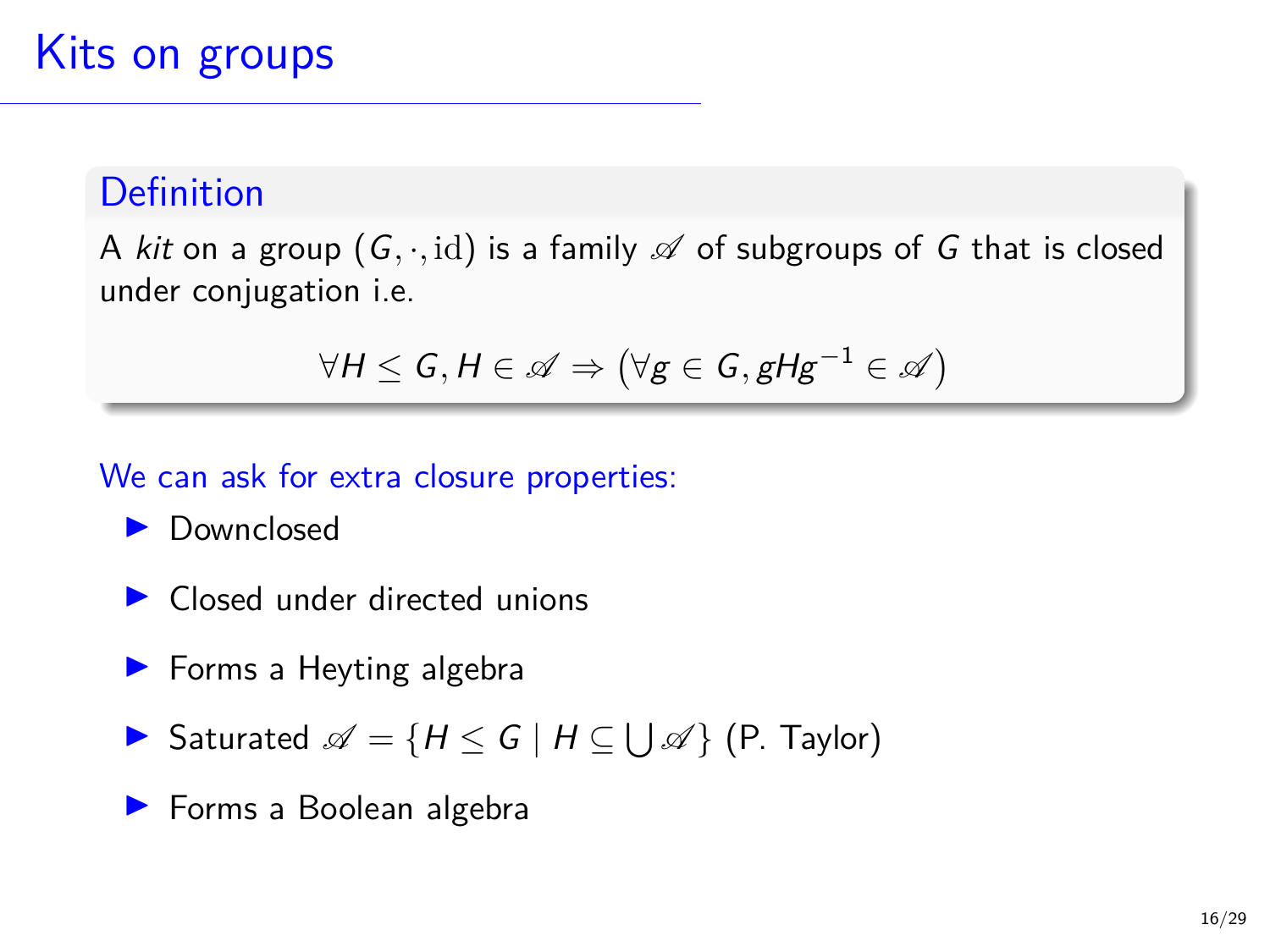# Kits on groups

### Definition

A *kit* on a group $(G, \cdot, \mathrm{id})$ is a family $\mathscr{A}$ of subgroups of $G$ that is closed under conjugation i.e.

$$\forall H \leq G, H \in \mathscr{A} \Rightarrow \left(\forall g \in G, gHg^{-1} \in \mathscr{A}\right)$$

We can ask for extra closure properties:

- Downclosed
- Closed under directed unions
- Forms a Heyting algebra
- Saturated $\mathscr{A} = \{H \leq G \mid H \subseteq \bigcup \mathscr{A}\}$ (P. Taylor)
- Forms a Boolean algebra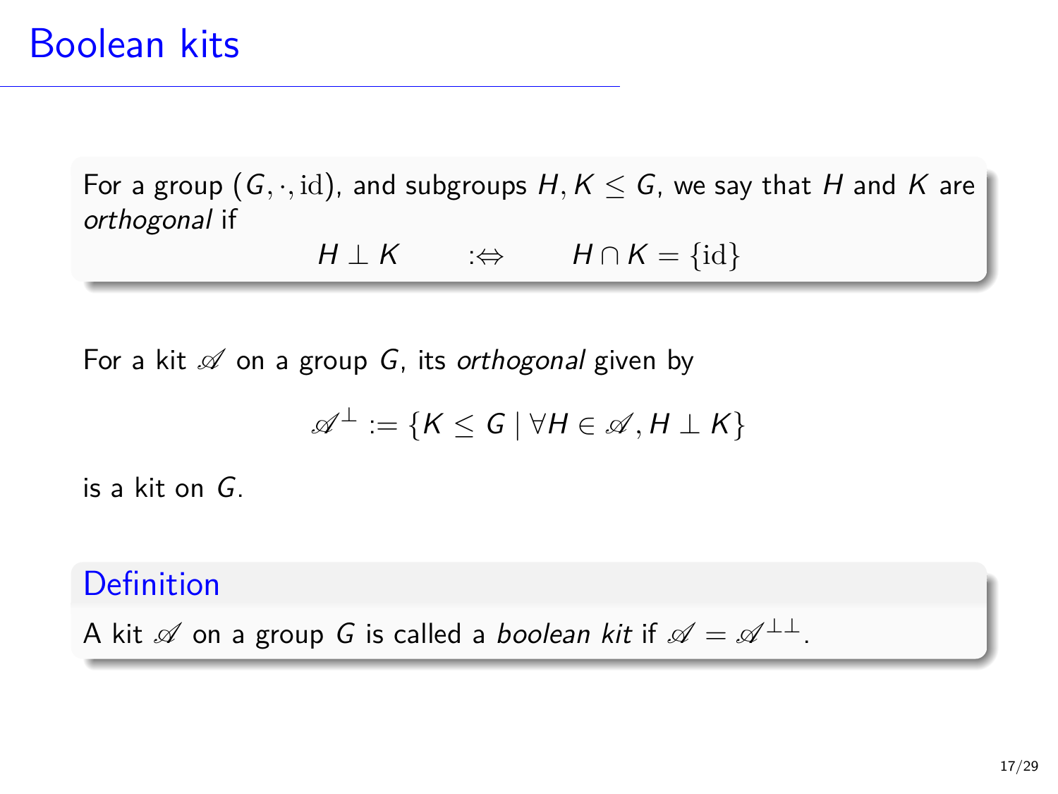# Boolean kits

For a group $(G, \cdot, \mathrm{id})$, and subgroups $H, K \leq G$, we say that $H$ and $K$ are *orthogonal* if

$$H \perp K \qquad :\Leftrightarrow \qquad H \cap K = \{\mathrm{id}\}$$

For a kit $\mathscr{A}$ on a group $G$, its *orthogonal* given by

$$\mathscr{A}^{\perp} := \{K \leq G \mid \forall H \in \mathscr{A}, H \perp K\}$$

is a kit on $G$.

**Definition**

A kit $\mathscr{A}$ on a group $G$ is called a *boolean kit* if $\mathscr{A} = \mathscr{A}^{\perp\perp}$.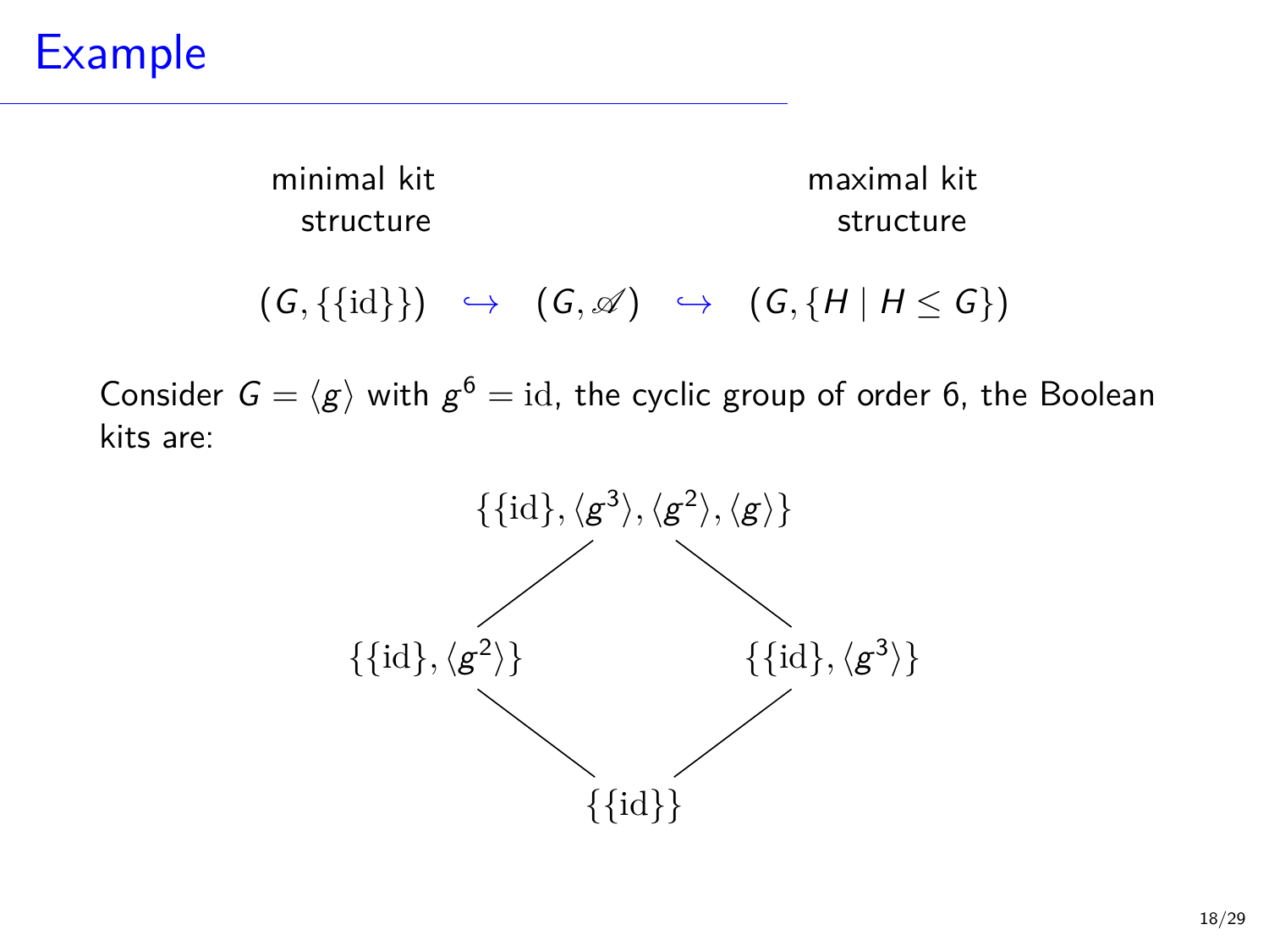# Example

minimal kit structure — maximal kit structure

$$(G, \{\{\mathrm{id}\}\}) \quad \hookrightarrow \quad (G, \mathscr{A}) \quad \hookrightarrow \quad (G, \{H \mid H \leq G\})$$

Consider $G = \langle g \rangle$ with $g^6 = \mathrm{id}$, the cyclic group of order 6, the Boolean kits are:

$$\{\{\mathrm{id}\}, \langle g^3 \rangle, \langle g^2 \rangle, \langle g \rangle\}$$

$$\{\{\mathrm{id}\}, \langle g^2 \rangle\} \qquad \{\{\mathrm{id}\}, \langle g^3 \rangle\}$$

$$\{\{\mathrm{id}\}\}$$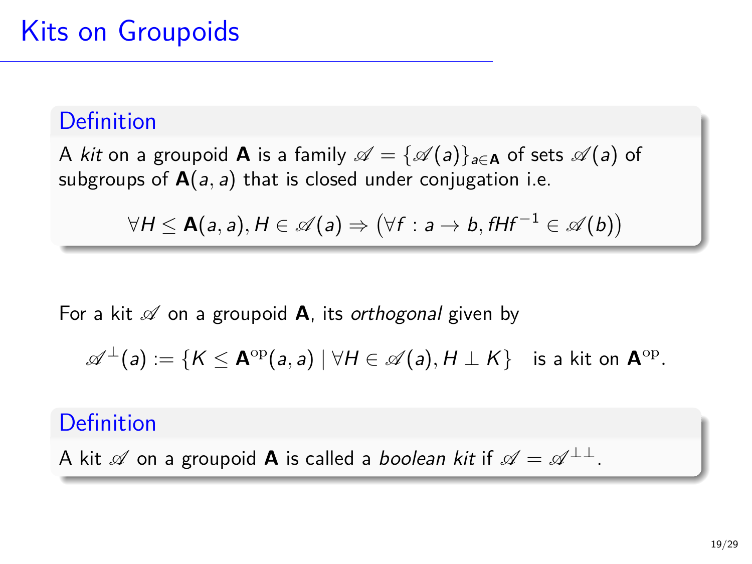# Kits on Groupoids

**Definition**

A *kit* on a groupoid $\mathbf{A}$ is a family $\mathscr{A} = \{\mathscr{A}(a)\}_{a \in \mathbf{A}}$ of sets $\mathscr{A}(a)$ of subgroups of $\mathbf{A}(a,a)$ that is closed under conjugation i.e.

$$\forall H \leq \mathbf{A}(a,a), H \in \mathscr{A}(a) \Rightarrow \big(\forall f : a \to b, fHf^{-1} \in \mathscr{A}(b)\big)$$

For a kit $\mathscr{A}$ on a groupoid $\mathbf{A}$, its *orthogonal* given by

$$\mathscr{A}^{\perp}(a) := \{K \leq \mathbf{A}^{\mathrm{op}}(a,a) \mid \forall H \in \mathscr{A}(a), H \perp K\} \quad \text{is a kit on } \mathbf{A}^{\mathrm{op}}.$$

**Definition**

A kit $\mathscr{A}$ on a groupoid $\mathbf{A}$ is called a *boolean kit* if $\mathscr{A} = \mathscr{A}^{\perp\perp}$.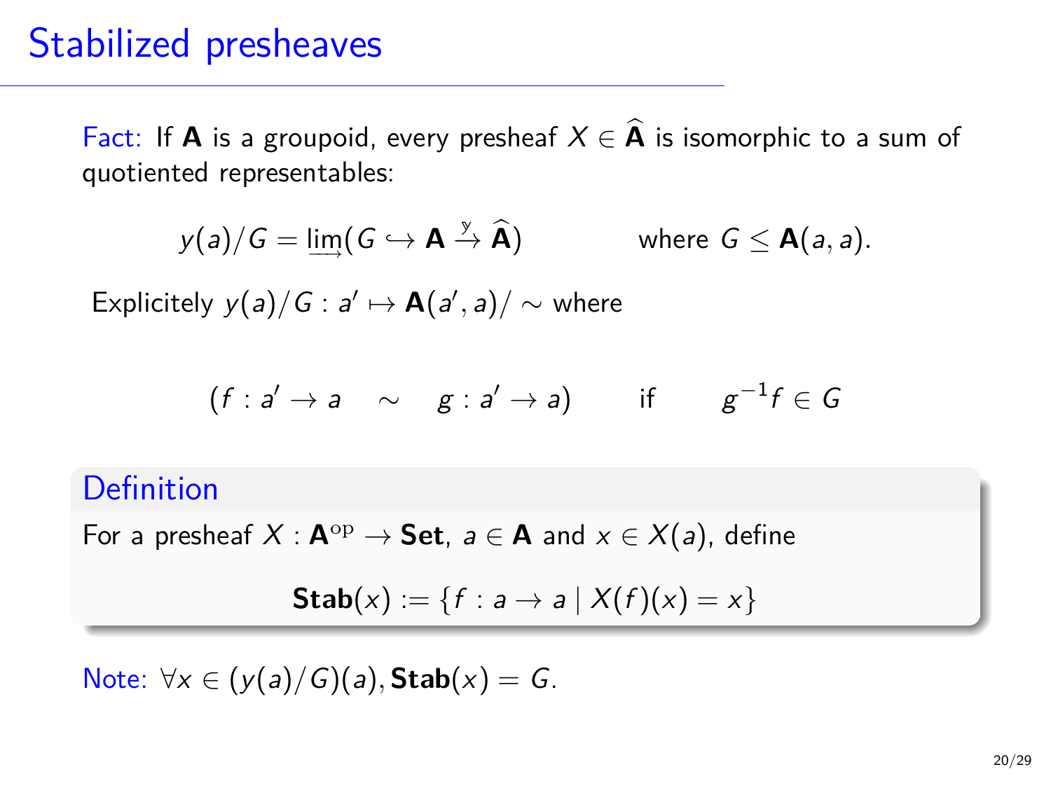# Stabilized presheaves

Fact: If $\mathbf{A}$ is a groupoid, every presheaf $X \in \widehat{\mathbf{A}}$ is isomorphic to a sum of quotiented representables:

$$y(a)/G = \varinjlim(G \hookrightarrow \mathbf{A} \xrightarrow{y} \widehat{\mathbf{A}}) \qquad \text{where } G \leq \mathbf{A}(a,a).$$

Explicitely $y(a)/G : a' \mapsto \mathbf{A}(a', a)/\sim$ where

$$(f : a' \to a \quad \sim \quad g : a' \to a) \qquad \text{if} \qquad g^{-1}f \in G$$

**Definition**

For a presheaf $X : \mathbf{A}^{\mathrm{op}} \to \mathbf{Set}$, $a \in \mathbf{A}$ and $x \in X(a)$, define

$$\mathbf{Stab}(x) := \{f : a \to a \mid X(f)(x) = x\}$$

Note: $\forall x \in (y(a)/G)(a), \mathbf{Stab}(x) = G$.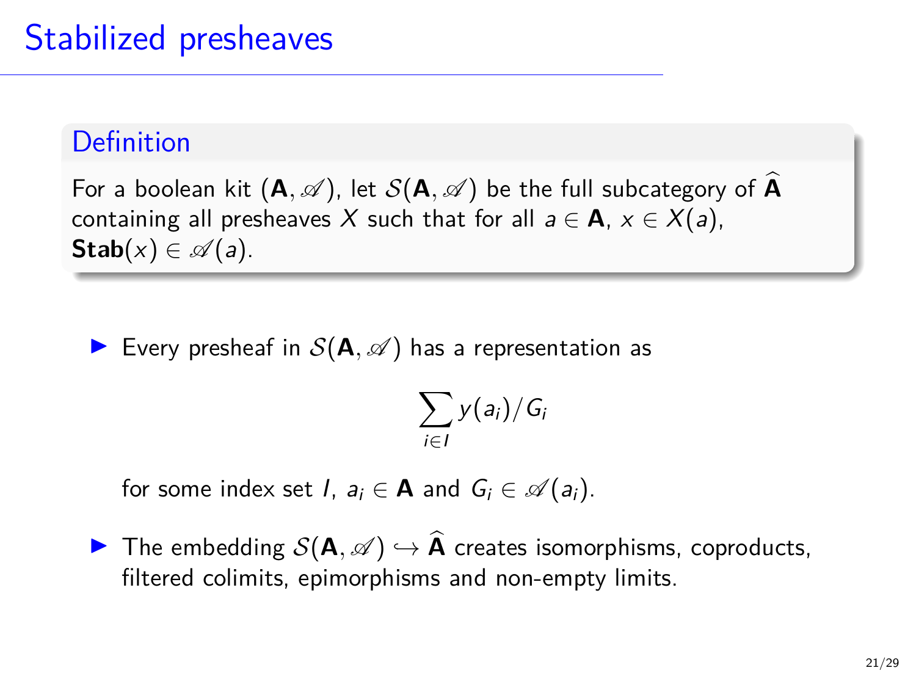# Stabilized presheaves

**Definition**

For a boolean kit $(\mathbf{A}, \mathscr{A})$, let $\mathcal{S}(\mathbf{A}, \mathscr{A})$ be the full subcategory of $\widehat{\mathbf{A}}$ containing all presheaves $X$ such that for all $a \in \mathbf{A}$, $x \in X(a)$, $\mathbf{Stab}(x) \in \mathscr{A}(a)$.

- Every presheaf in $\mathcal{S}(\mathbf{A}, \mathscr{A})$ has a representation as

  $$\sum_{i \in I} y(a_i)/G_i$$

  for some index set $I$, $a_i \in \mathbf{A}$ and $G_i \in \mathscr{A}(a_i)$.

- The embedding $\mathcal{S}(\mathbf{A}, \mathscr{A}) \hookrightarrow \widehat{\mathbf{A}}$ creates isomorphisms, coproducts, filtered colimits, epimorphisms and non-empty limits.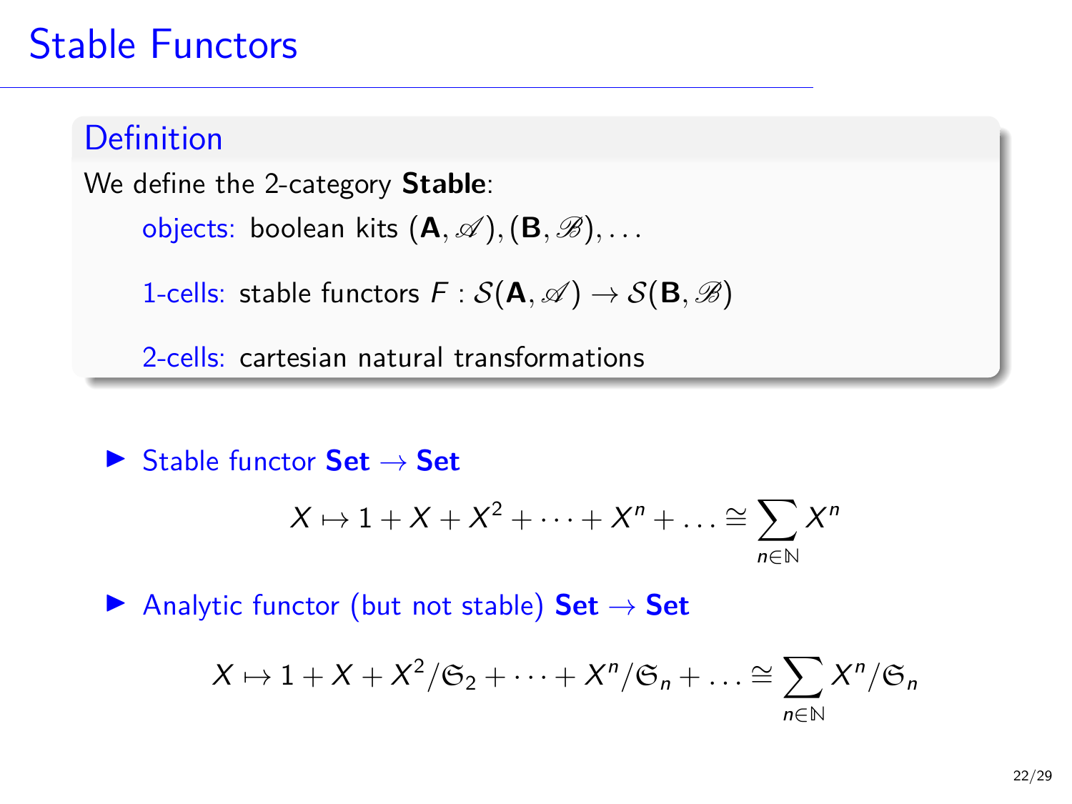# Stable Functors

**Definition**

We define the 2-category **Stable**:

- objects: boolean kits $(\mathbf{A}, \mathscr{A}), (\mathbf{B}, \mathscr{B}), \ldots$
- 1-cells: stable functors $F : \mathcal{S}(\mathbf{A}, \mathscr{A}) \to \mathcal{S}(\mathbf{B}, \mathscr{B})$
- 2-cells: cartesian natural transformations

- Stable functor **Set** $\to$ **Set**

$$X \mapsto 1 + X + X^2 + \cdots + X^n + \ldots \cong \sum_{n \in \mathbb{N}} X^n$$

- Analytic functor (but not stable) **Set** $\to$ **Set**

$$X \mapsto 1 + X + X^2/\mathfrak{S}_2 + \cdots + X^n/\mathfrak{S}_n + \ldots \cong \sum_{n \in \mathbb{N}} X^n/\mathfrak{S}_n$$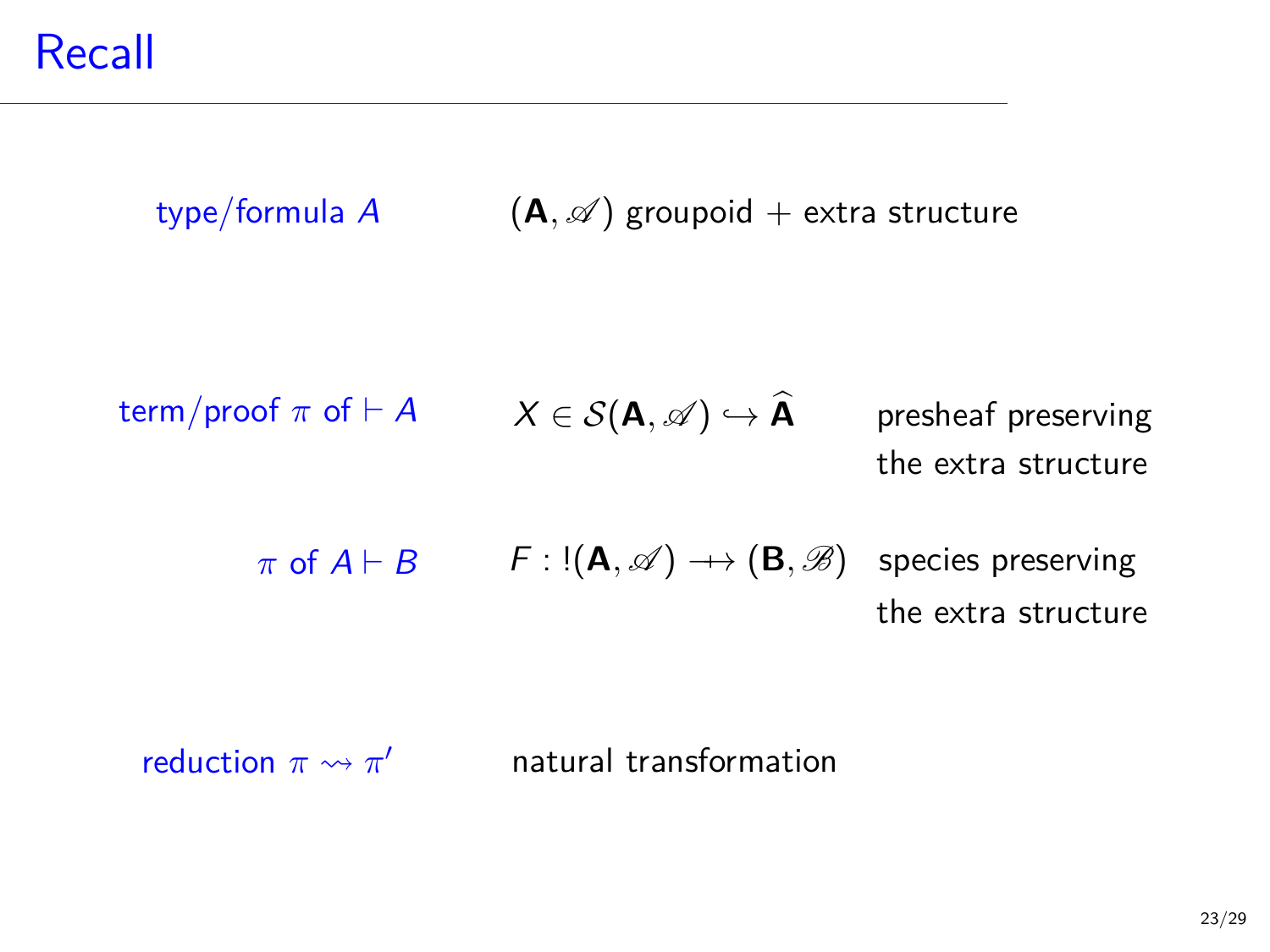# Recall

| | | |
|---|---|---|
| type/formula $A$ | $(\mathbf{A}, \mathscr{A})$ groupoid + extra structure | |
| term/proof $\pi$ of $\vdash A$ | $X \in \mathcal{S}(\mathbf{A}, \mathscr{A}) \hookrightarrow \widehat{\mathbf{A}}$ | presheaf preserving the extra structure |
| $\pi$ of $A \vdash B$ | $F : !(\mathbf{A}, \mathscr{A}) \twoheadrightarrow (\mathbf{B}, \mathscr{B})$ | species preserving the extra structure |
| reduction $\pi \rightsquigarrow \pi'$ | natural transformation | |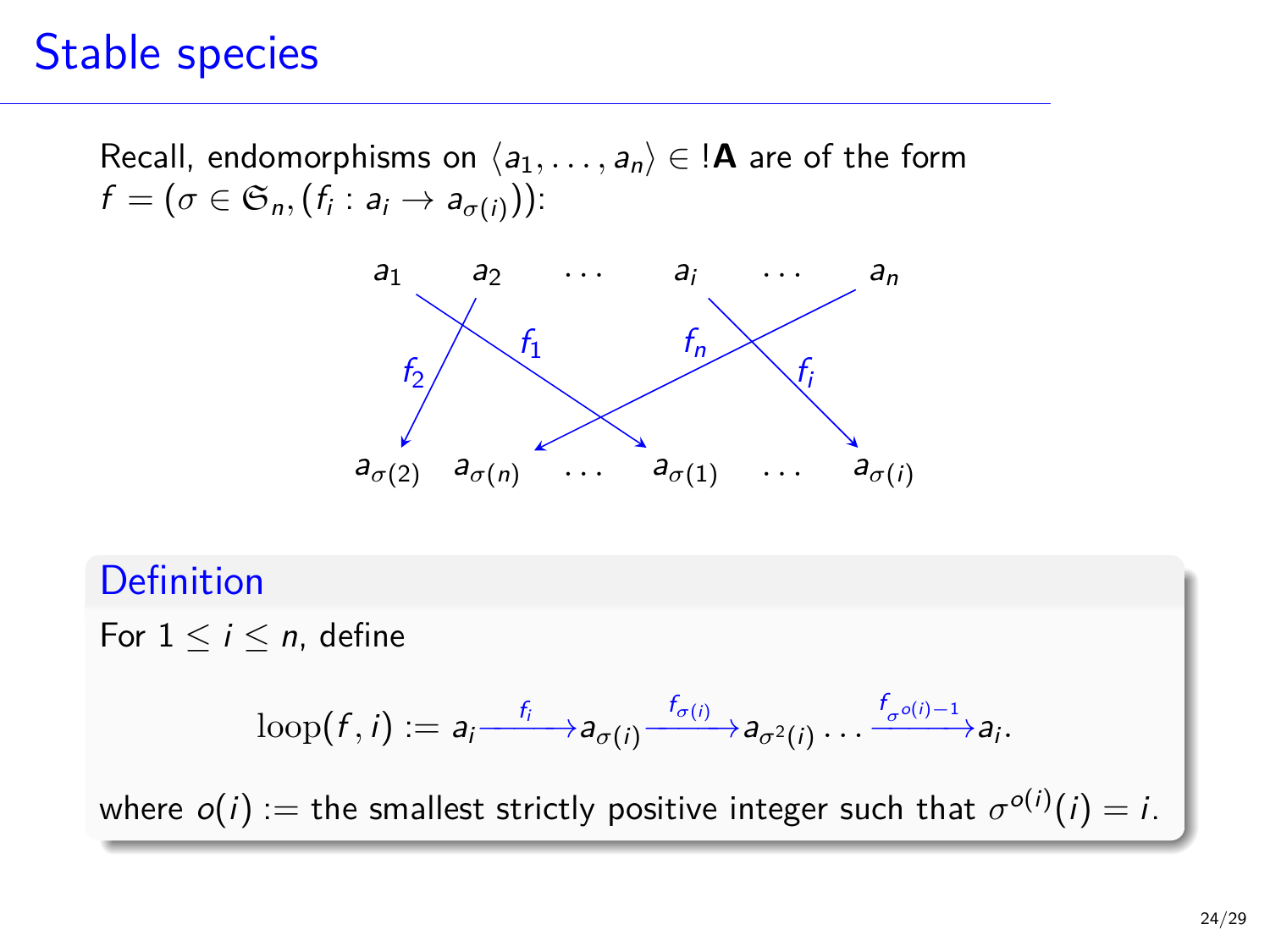# Stable species

Recall, endomorphisms on $\langle a_1, \ldots, a_n \rangle \in !\mathbf{A}$ are of the form $f = (\sigma \in \mathfrak{S}_n, (f_i : a_i \to a_{\sigma(i)}))$:

$$
\begin{array}{cccccc}
a_1 & a_2 & \cdots & a_i & \cdots & a_n \\
a_{\sigma(2)} & a_{\sigma(n)} & \cdots & a_{\sigma(1)} & \cdots & a_{\sigma(i)}
\end{array}
$$

(with arrows $f_1 : a_1 \to a_{\sigma(1)}$, $f_2 : a_2 \to a_{\sigma(2)}$, $f_i : a_i \to a_{\sigma(i)}$, $f_n : a_n \to a_{\sigma(n)}$)

**Definition**

For $1 \leq i \leq n$, define

$$\mathrm{loop}(f, i) := a_i \xrightarrow{f_i} a_{\sigma(i)} \xrightarrow{f_{\sigma(i)}} a_{\sigma^2(i)} \ldots \xrightarrow{f_{\sigma^{o(i)-1}}} a_i.$$

where $o(i) :=$ the smallest strictly positive integer such that $\sigma^{o(i)}(i) = i$.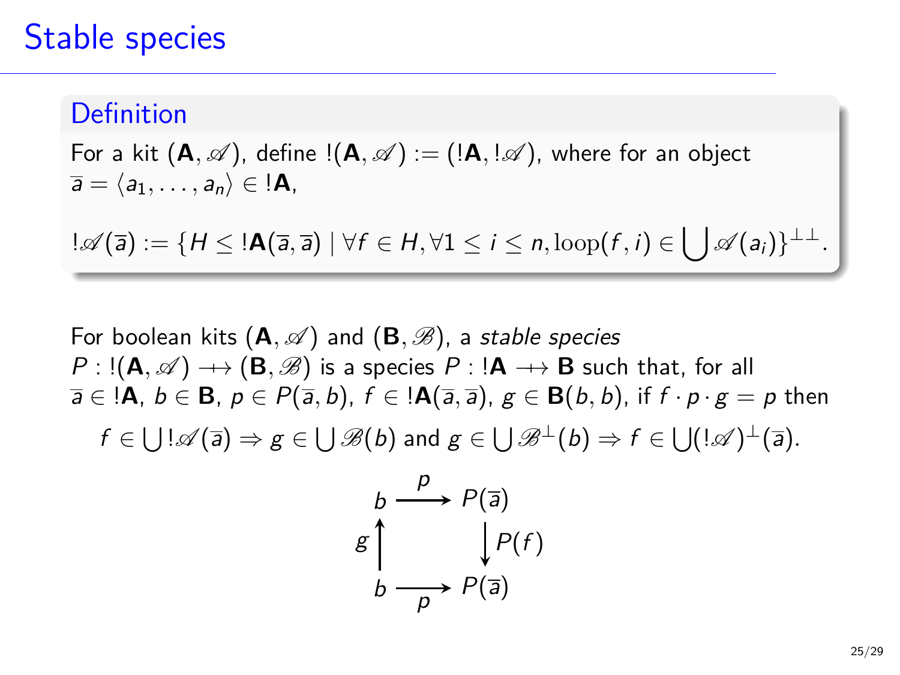# Stable species

**Definition**

For a kit $(\mathbf{A}, \mathscr{A})$, define $!(\mathbf{A}, \mathscr{A}) := (!\mathbf{A}, !\mathscr{A})$, where for an object $\overline{a} = \langle a_1, \ldots, a_n \rangle \in !\mathbf{A}$,

$$!\mathscr{A}(\overline{a}) := \{H \leq !\mathbf{A}(\overline{a}, \overline{a}) \mid \forall f \in H, \forall 1 \leq i \leq n, \mathrm{loop}(f, i) \in \bigcup \mathscr{A}(a_i)\}^{\perp\perp}.$$

For boolean kits $(\mathbf{A}, \mathscr{A})$ and $(\mathbf{B}, \mathscr{B})$, a *stable species* $P : !(\mathbf{A}, \mathscr{A}) \nrightarrow (\mathbf{B}, \mathscr{B})$ is a species $P : !\mathbf{A} \nrightarrow \mathbf{B}$ such that, for all $\overline{a} \in !\mathbf{A}$, $b \in \mathbf{B}$, $p \in P(\overline{a}, b)$, $f \in !\mathbf{A}(\overline{a}, \overline{a})$, $g \in \mathbf{B}(b, b)$, if $f \cdot p \cdot g = p$ then

$$f \in \bigcup !\mathscr{A}(\overline{a}) \Rightarrow g \in \bigcup \mathscr{B}(b) \text{ and } g \in \bigcup \mathscr{B}^{\perp}(b) \Rightarrow f \in \bigcup (!\mathscr{A})^{\perp}(\overline{a}).$$

$$\begin{array}{ccc} b & \xrightarrow{\;p\;} & P(\overline{a}) \\ g \big\uparrow & & \big\downarrow P(f) \\ b & \xrightarrow[\;p\;]{} & P(\overline{a}) \end{array}$$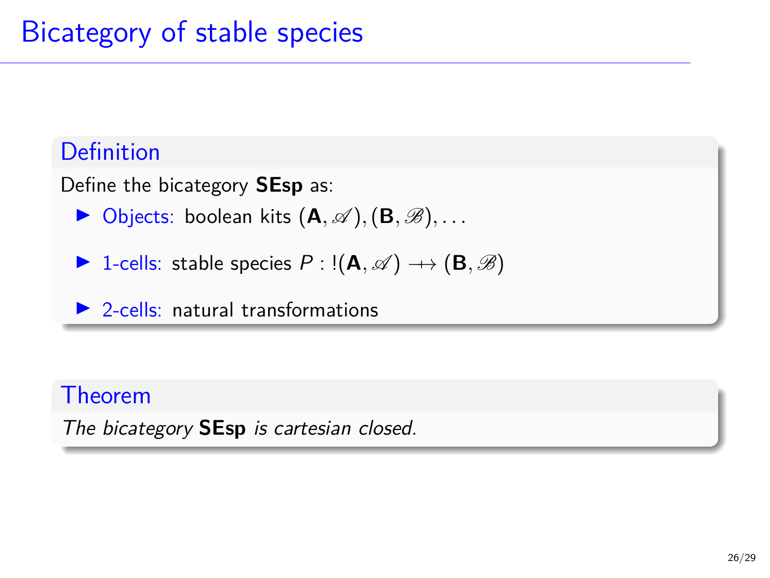# Bicategory of stable species

**Definition**

Define the bicategory **SEsp** as:

- Objects: boolean kits $(\mathbf{A}, \mathscr{A}), (\mathbf{B}, \mathscr{B}), \ldots$
- 1-cells: stable species $P : !(\mathbf{A}, \mathscr{A}) \nrightarrow (\mathbf{B}, \mathscr{B})$
- 2-cells: natural transformations

**Theorem**

*The bicategory* **SEsp** *is cartesian closed.*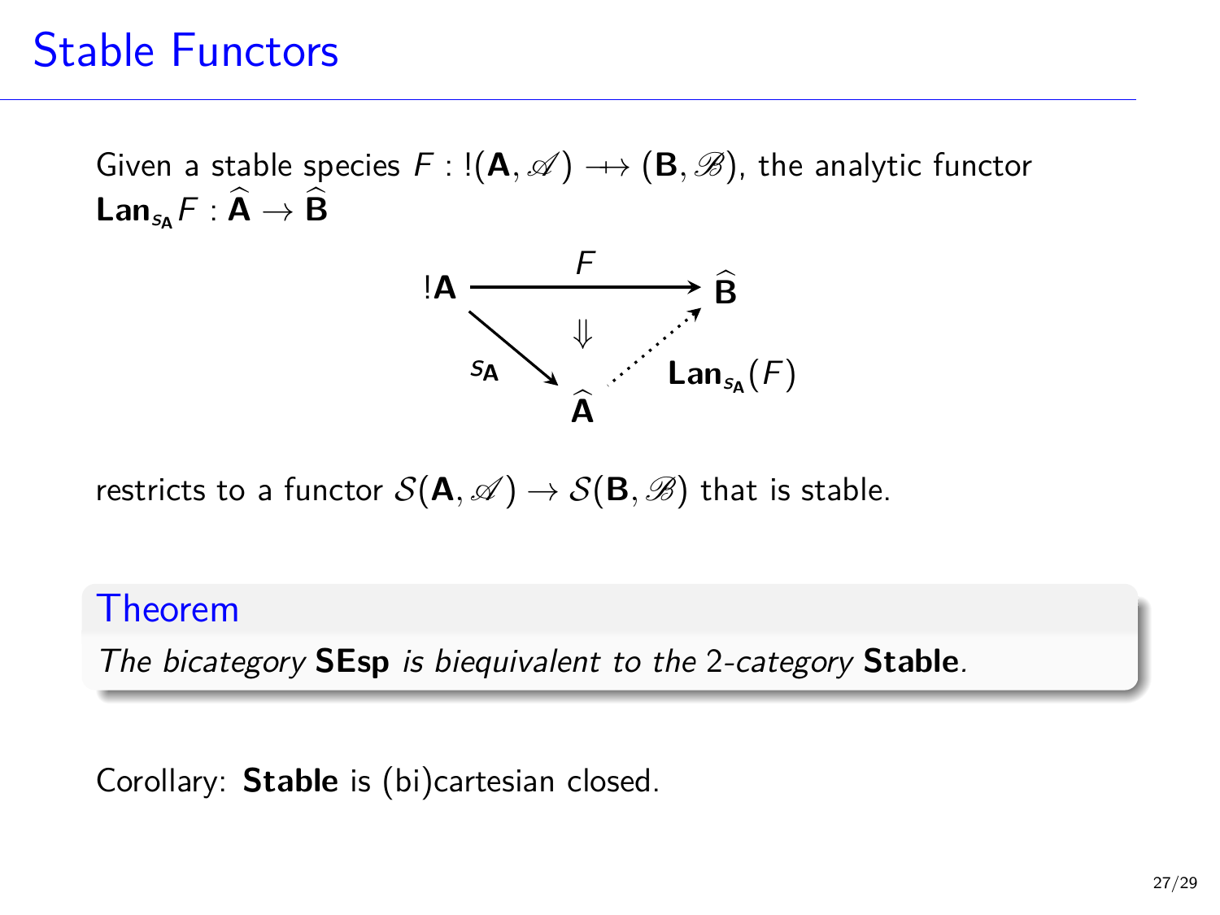# Stable Functors

Given a stable species $F : !(\mathbf{A}, \mathscr{A}) \to\!\!\!\!\!\!+ \;(\mathbf{B}, \mathscr{B})$, the analytic functor $\mathbf{Lan}_{s_\mathbf{A}} F : \widehat{\mathbf{A}} \to \widehat{\mathbf{B}}$

$$
\begin{array}{ccc}
!\mathbf{A} & \xrightarrow{\quad F \quad} & \widehat{\mathbf{B}} \\
& \Downarrow & \\
{\scriptstyle s_\mathbf{A}} \searrow & & \nearrow {\scriptstyle \mathbf{Lan}_{s_\mathbf{A}}(F)} \\
& \widehat{\mathbf{A}} &
\end{array}
$$

restricts to a functor $\mathcal{S}(\mathbf{A}, \mathscr{A}) \to \mathcal{S}(\mathbf{B}, \mathscr{B})$ that is stable.

**Theorem**

*The bicategory* **SEsp** *is biequivalent to the* 2*-category* **Stable***.*

Corollary: **Stable** is (bi)cartesian closed.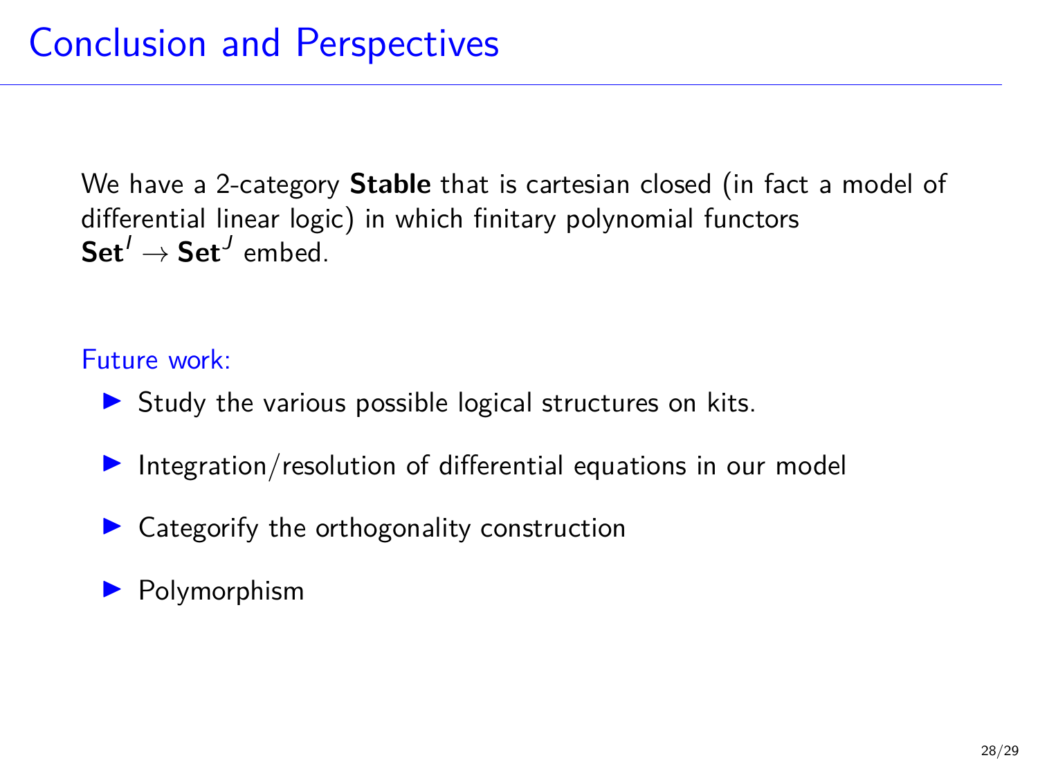# Conclusion and Perspectives

We have a 2-category **Stable** that is cartesian closed (in fact a model of differential linear logic) in which finitary polynomial functors $\mathbf{Set}^I \to \mathbf{Set}^J$ embed.

Future work:

- Study the various possible logical structures on kits.
- Integration/resolution of differential equations in our model
- Categorify the orthogonality construction
- Polymorphism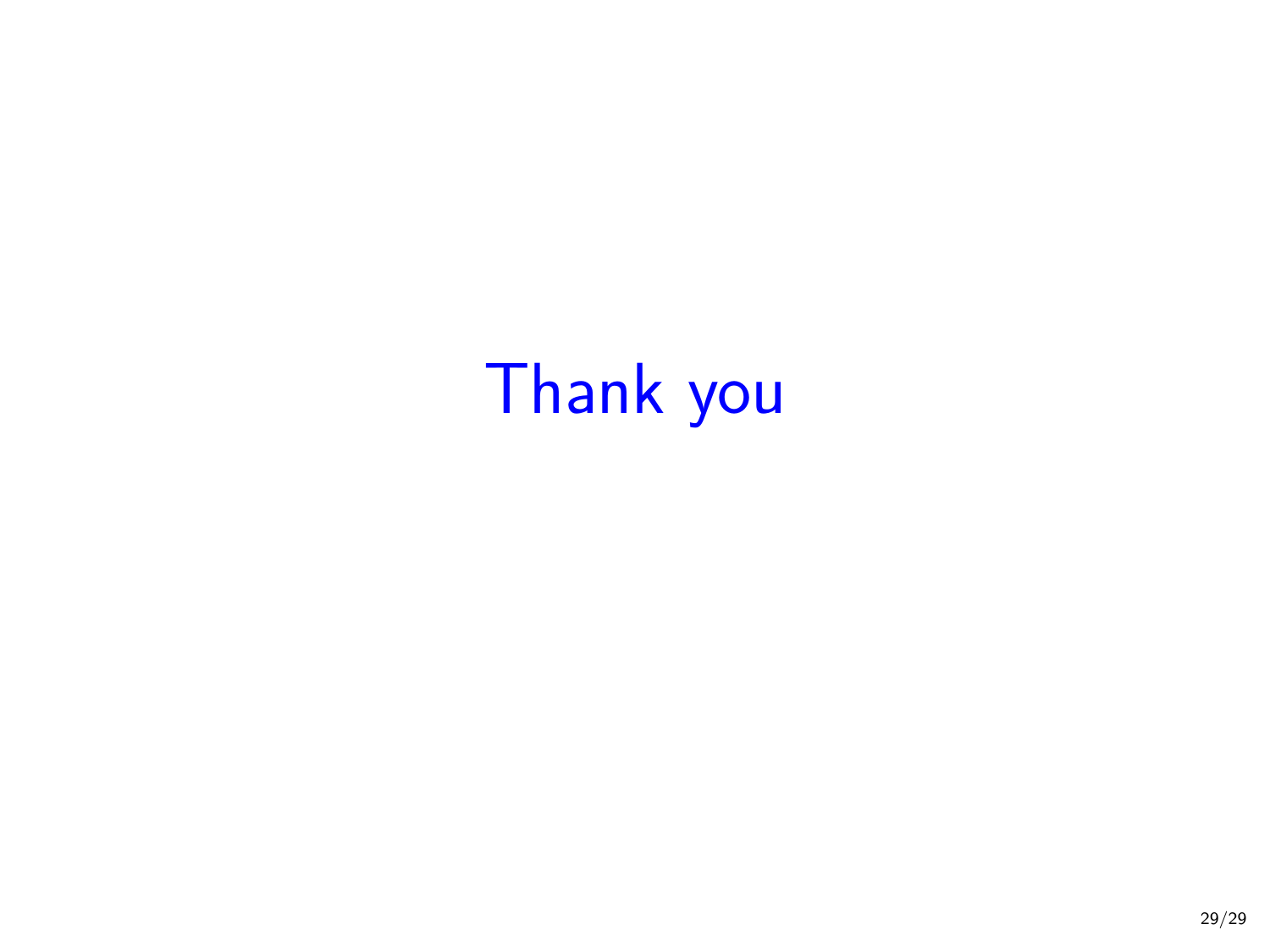Thank you